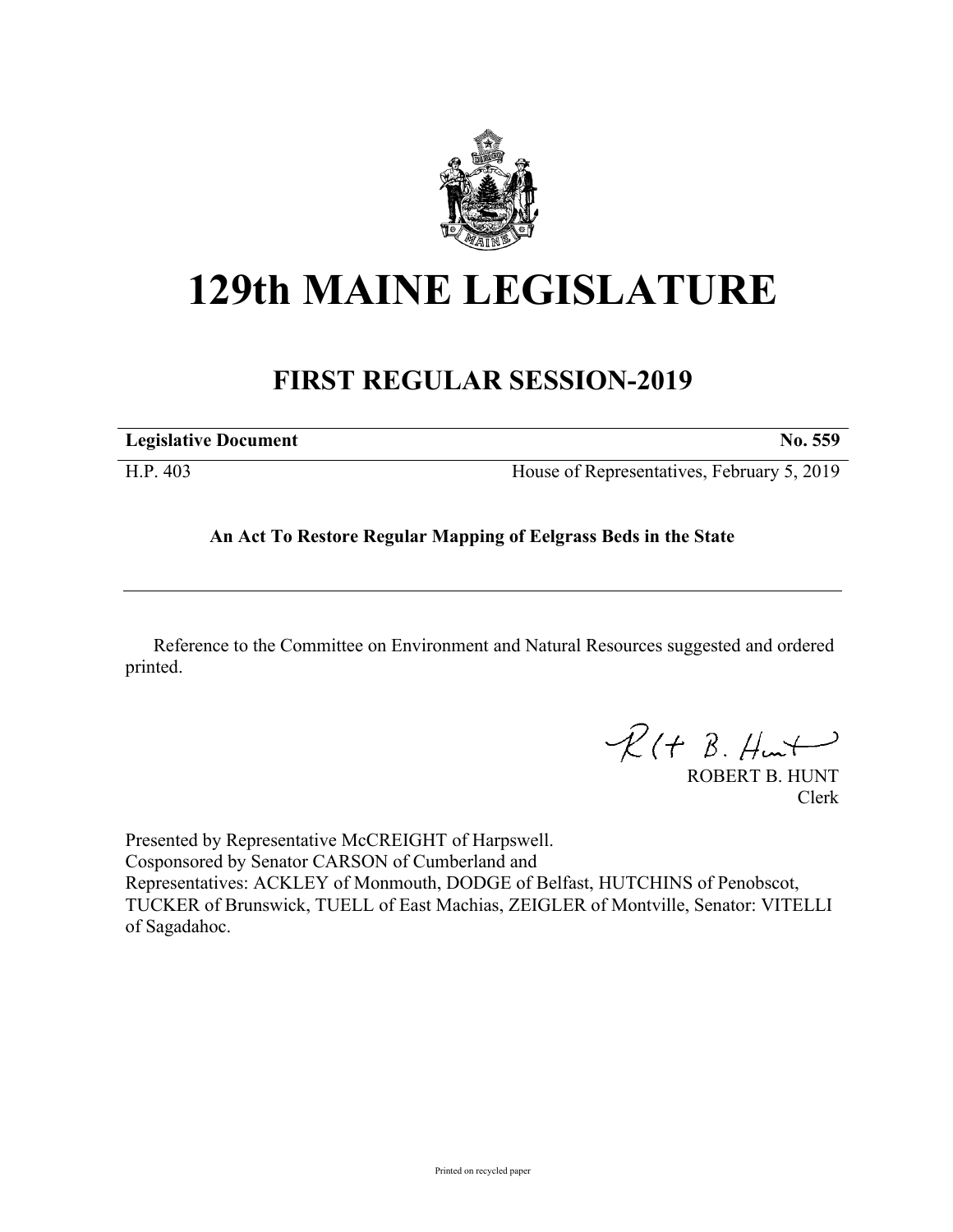# 129th MAINE LEGISLATURE

## FIRST REGULAR SESSION-2019

| **Legislative Document** | **No. 559** |
| --- | --- |
| H.P. 403 | House of Representatives, February 5, 2019 |

**An Act To Restore Regular Mapping of Eelgrass Beds in the State**

Reference to the Committee on Environment and Natural Resources suggested and ordered printed.

ROBERT B. HUNT
Clerk

Presented by Representative McCREIGHT of Harpswell.
Cosponsored by Senator CARSON of Cumberland and
Representatives: ACKLEY of Monmouth, DODGE of Belfast, HUTCHINS of Penobscot, TUCKER of Brunswick, TUELL of East Machias, ZEIGLER of Montville, Senator: VITELLI of Sagadahoc.

Printed on recycled paper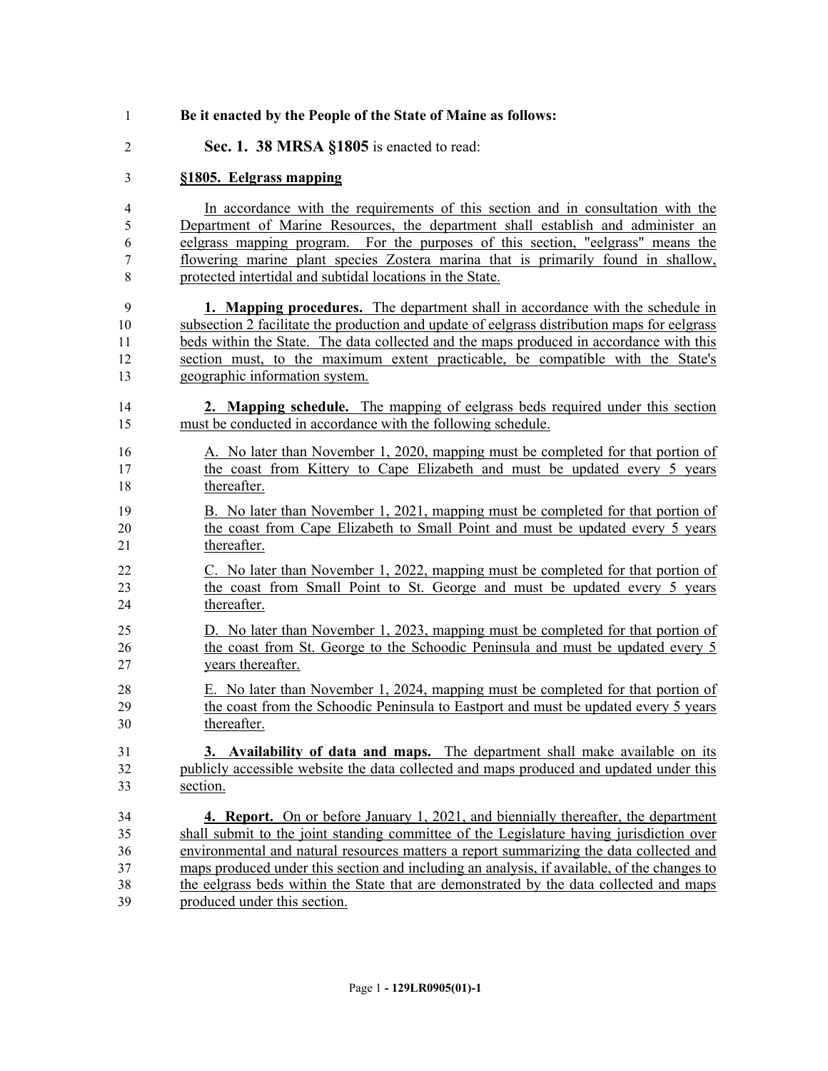**Be it enacted by the People of the State of Maine as follows:**

**Sec. 1. 38 MRSA §1805** is enacted to read:

**§1805. Eelgrass mapping**

In accordance with the requirements of this section and in consultation with the Department of Marine Resources, the department shall establish and administer an eelgrass mapping program. For the purposes of this section, "eelgrass" means the flowering marine plant species Zostera marina that is primarily found in shallow, protected intertidal and subtidal locations in the State.

**1. Mapping procedures.** The department shall in accordance with the schedule in subsection 2 facilitate the production and update of eelgrass distribution maps for eelgrass beds within the State. The data collected and the maps produced in accordance with this section must, to the maximum extent practicable, be compatible with the State's geographic information system.

**2. Mapping schedule.** The mapping of eelgrass beds required under this section must be conducted in accordance with the following schedule.

A. No later than November 1, 2020, mapping must be completed for that portion of the coast from Kittery to Cape Elizabeth and must be updated every 5 years thereafter.

B. No later than November 1, 2021, mapping must be completed for that portion of the coast from Cape Elizabeth to Small Point and must be updated every 5 years thereafter.

C. No later than November 1, 2022, mapping must be completed for that portion of the coast from Small Point to St. George and must be updated every 5 years thereafter.

D. No later than November 1, 2023, mapping must be completed for that portion of the coast from St. George to the Schoodic Peninsula and must be updated every 5 years thereafter.

E. No later than November 1, 2024, mapping must be completed for that portion of the coast from the Schoodic Peninsula to Eastport and must be updated every 5 years thereafter.

**3. Availability of data and maps.** The department shall make available on its publicly accessible website the data collected and maps produced and updated under this section.

**4. Report.** On or before January 1, 2021, and biennially thereafter, the department shall submit to the joint standing committee of the Legislature having jurisdiction over environmental and natural resources matters a report summarizing the data collected and maps produced under this section and including an analysis, if available, of the changes to the eelgrass beds within the State that are demonstrated by the data collected and maps produced under this section.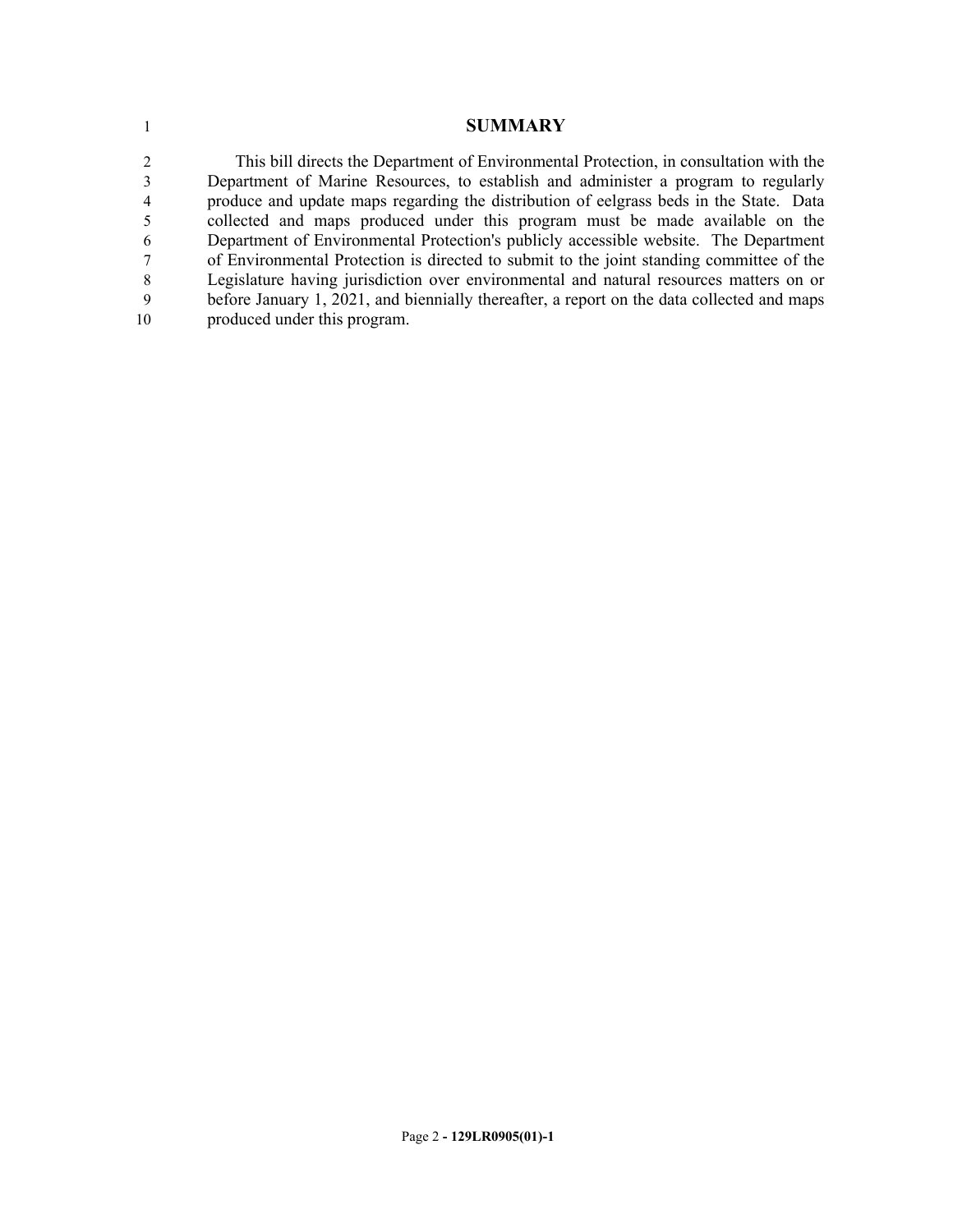# SUMMARY

This bill directs the Department of Environmental Protection, in consultation with the Department of Marine Resources, to establish and administer a program to regularly produce and update maps regarding the distribution of eelgrass beds in the State. Data collected and maps produced under this program must be made available on the Department of Environmental Protection's publicly accessible website. The Department of Environmental Protection is directed to submit to the joint standing committee of the Legislature having jurisdiction over environmental and natural resources matters on or before January 1, 2021, and biennially thereafter, a report on the data collected and maps produced under this program.